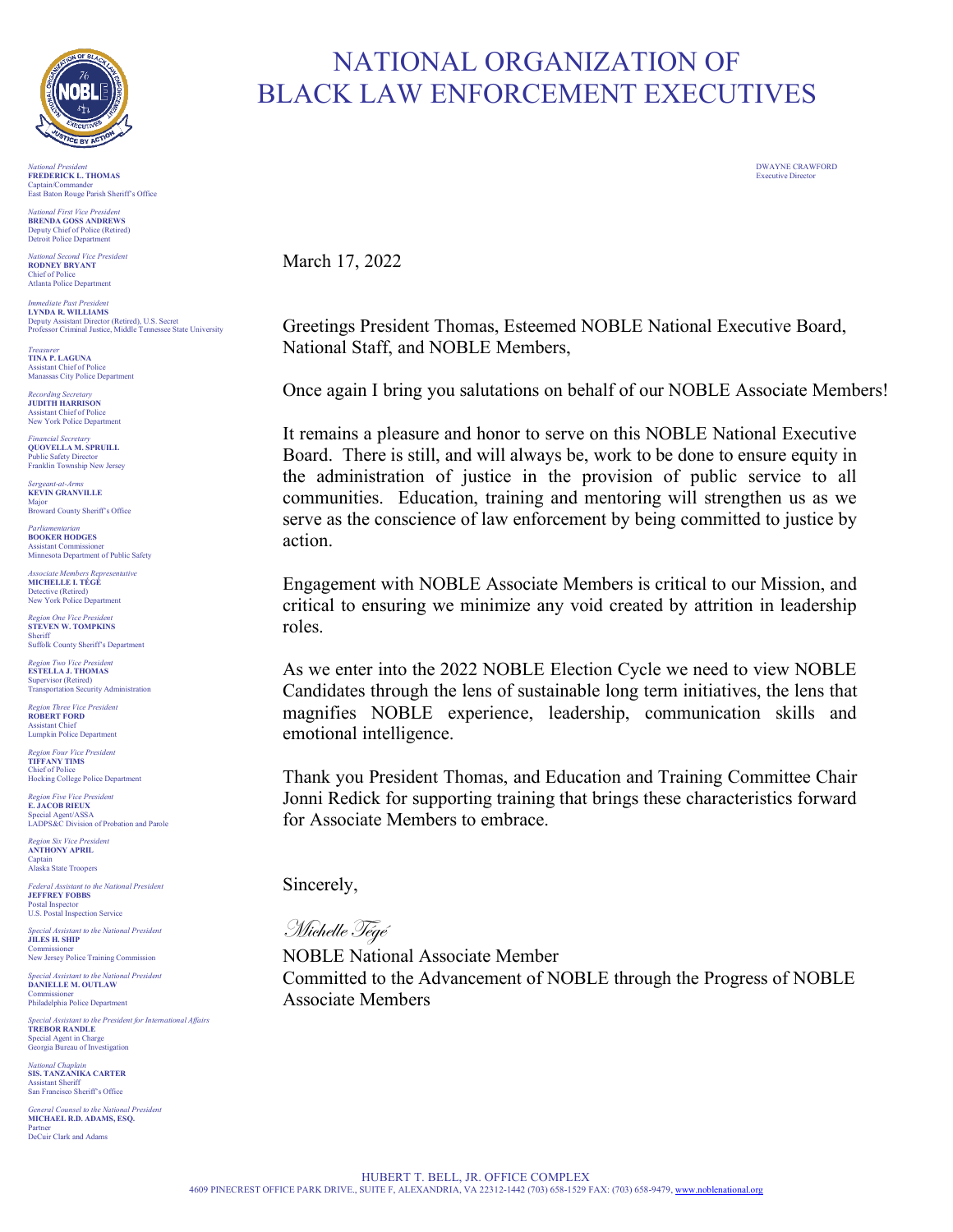# NATIONAL ORGANIZATION OF BLACK LAW ENFORCEMENT EXECUTIVES

*National President*
**FREDERICK L. THOMAS**
Captain/Commander
East Baton Rouge Parish Sheriff's Office

*National First Vice President*
**BRENDA GOSS ANDREWS**
Deputy Chief of Police (Retired)
Detroit Police Department

*National Second Vice President*
**RODNEY BRYANT**
Chief of Police
Atlanta Police Department

*Immediate Past President*
**LYNDA R. WILLIAMS**
Deputy Assistant Director (Retired), U.S. Secret
Professor Criminal Justice, Middle Tennessee State University

*Treasurer*
**TINA P. LAGUNA**
Assistant Chief of Police
Manassas City Police Department

*Recording Secretary*
**JUDITH HARRISON**
Assistant Chief of Police
New York Police Department

*Financial Secretary*
**QUOVELLA M. SPRUILL**
Public Safety Director
Franklin Township New Jersey

*Sergeant-at-Arms*
**KEVIN GRANVILLE**
Major
Broward County Sheriff's Office

*Parliamentarian*
**BOOKER HODGES**
Assistant Commissioner
Minnesota Department of Public Safety

*Associate Members Representative*
**MICHELLE I. TÉGÉ**
Detective (Retired)
New York Police Department

*Region One Vice President*
**STEVEN W. TOMPKINS**
Sheriff
Suffolk County Sheriff's Department

*Region Two Vice President*
**ESTELLA J. THOMAS**
Supervisor (Retired)
Transportation Security Administration

*Region Three Vice President*
**ROBERT FORD**
Assistant Chief
Lumpkin Police Department

*Region Four Vice President*
**TIFFANY TIMS**
Chief of Police
Hocking College Police Department

*Region Five Vice President*
**E. JACOB RIEUX**
Special Agent/ASSA
LADPS&C Division of Probation and Parole

*Region Six Vice President*
**ANTHONY APRIL**
Captain
Alaska State Troopers

*Federal Assistant to the National President*
**JEFFREY FOBBS**
Postal Inspector
U.S. Postal Inspection Service

*Special Assistant to the National President*
**JILES H. SHIP**
Commissioner
New Jersey Police Training Commission

*Special Assistant to the National President*
**DANIELLE M. OUTLAW**
Commissioner
Philadelphia Police Department

*Special Assistant to the President for International Affairs*
**TREBOR RANDLE**
Special Agent in Charge
Georgia Bureau of Investigation

*National Chaplain*
**SIS. TANZANIKA CARTER**
Assistant Sheriff
San Francisco Sheriff's Office

*General Counsel to the National President*
**MICHAEL R.D. ADAMS, ESQ.**
Partner
DeCuir Clark and Adams

DWAYNE CRAWFORD
Executive Director

March 17, 2022

Greetings President Thomas, Esteemed NOBLE National Executive Board, National Staff, and NOBLE Members,

Once again I bring you salutations on behalf of our NOBLE Associate Members!

It remains a pleasure and honor to serve on this NOBLE National Executive Board. There is still, and will always be, work to be done to ensure equity in the administration of justice in the provision of public service to all communities. Education, training and mentoring will strengthen us as we serve as the conscience of law enforcement by being committed to justice by action.

Engagement with NOBLE Associate Members is critical to our Mission, and critical to ensuring we minimize any void created by attrition in leadership roles.

As we enter into the 2022 NOBLE Election Cycle we need to view NOBLE Candidates through the lens of sustainable long term initiatives, the lens that magnifies NOBLE experience, leadership, communication skills and emotional intelligence.

Thank you President Thomas, and Education and Training Committee Chair Jonni Redick for supporting training that brings these characteristics forward for Associate Members to embrace.

Sincerely,

*Michelle Tégé*

NOBLE National Associate Member
Committed to the Advancement of NOBLE through the Progress of NOBLE Associate Members

HUBERT T. BELL, JR. OFFICE COMPLEX
4609 PINECREST OFFICE PARK DRIVE., SUITE F, ALEXANDRIA, VA 22312-1442 (703) 658-1529 FAX: (703) 658-9479, www.noblenational.org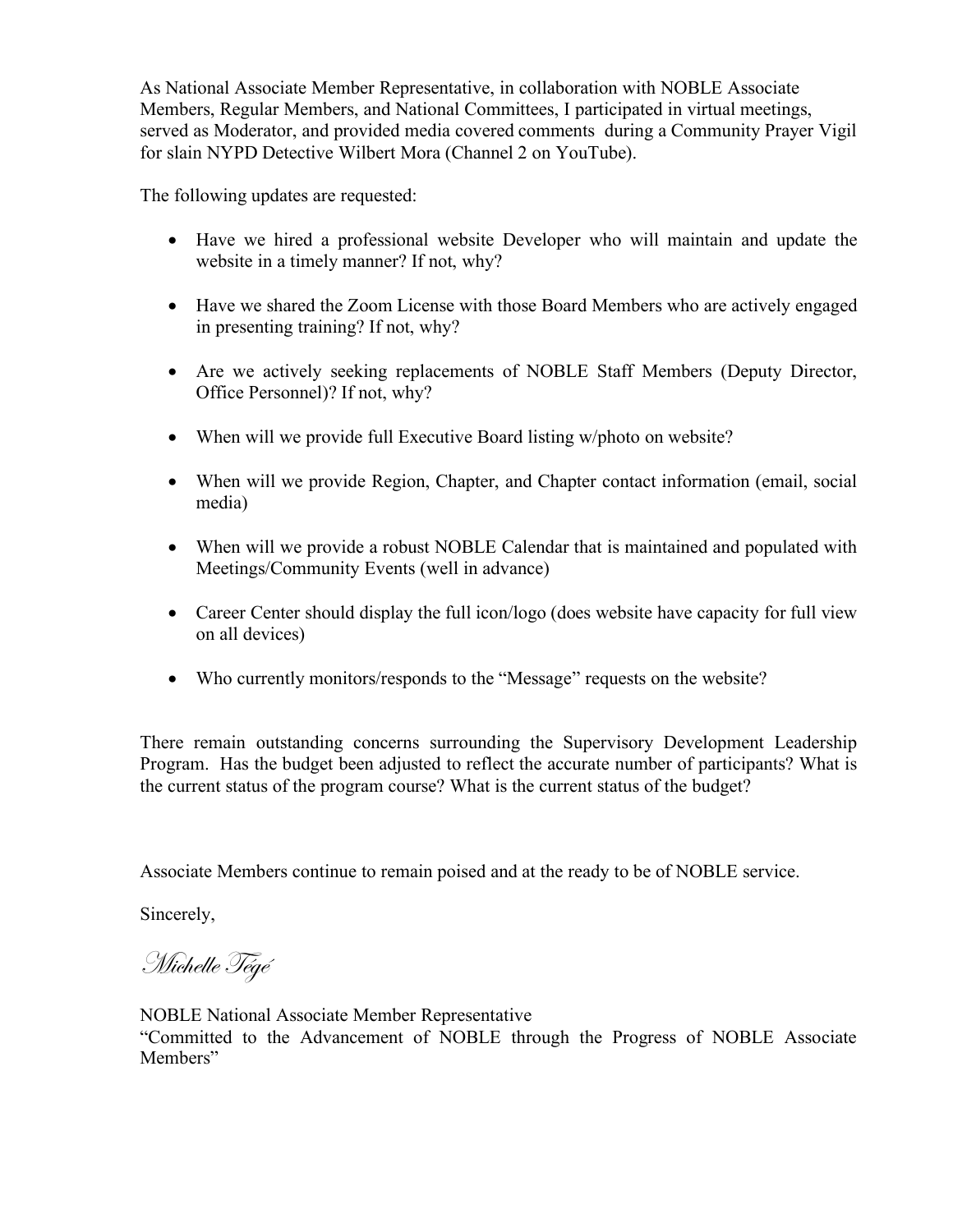As National Associate Member Representative, in collaboration with NOBLE Associate Members, Regular Members, and National Committees, I participated in virtual meetings, served as Moderator, and provided media covered comments during a Community Prayer Vigil for slain NYPD Detective Wilbert Mora (Channel 2 on YouTube).

The following updates are requested:

- Have we hired a professional website Developer who will maintain and update the website in a timely manner? If not, why?
- Have we shared the Zoom License with those Board Members who are actively engaged in presenting training? If not, why?
- Are we actively seeking replacements of NOBLE Staff Members (Deputy Director, Office Personnel)? If not, why?
- When will we provide full Executive Board listing w/photo on website?
- When will we provide Region, Chapter, and Chapter contact information (email, social media)
- When will we provide a robust NOBLE Calendar that is maintained and populated with Meetings/Community Events (well in advance)
- Career Center should display the full icon/logo (does website have capacity for full view on all devices)
- Who currently monitors/responds to the "Message" requests on the website?

There remain outstanding concerns surrounding the Supervisory Development Leadership Program. Has the budget been adjusted to reflect the accurate number of participants? What is the current status of the program course? What is the current status of the budget?

Associate Members continue to remain poised and at the ready to be of NOBLE service.

Sincerely,

*Michelle Tegé*

NOBLE National Associate Member Representative
"Committed to the Advancement of NOBLE through the Progress of NOBLE Associate Members"